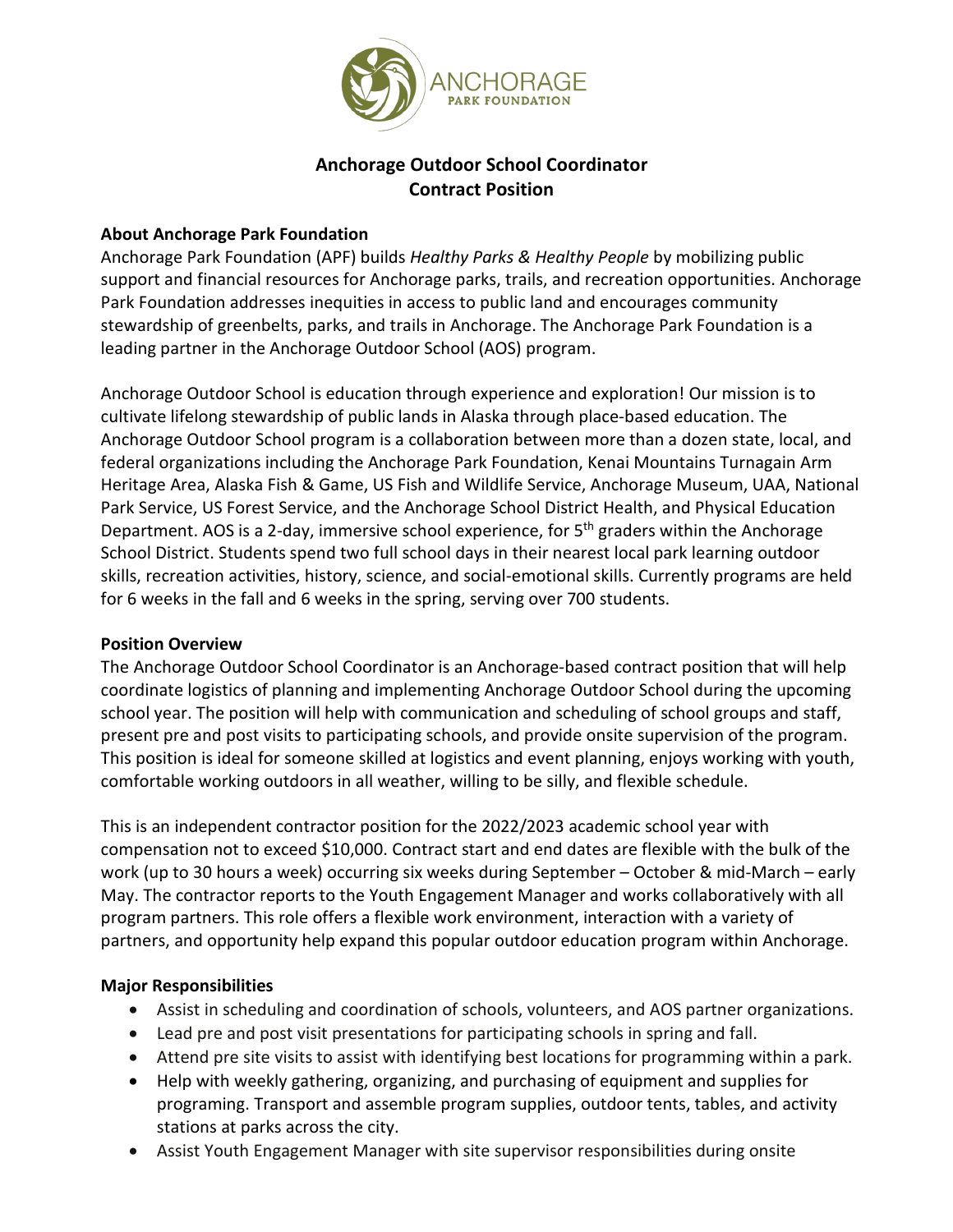# Anchorage Outdoor School Coordinator
## Contract Position

### About Anchorage Park Foundation

Anchorage Park Foundation (APF) builds *Healthy Parks & Healthy People* by mobilizing public support and financial resources for Anchorage parks, trails, and recreation opportunities. Anchorage Park Foundation addresses inequities in access to public land and encourages community stewardship of greenbelts, parks, and trails in Anchorage. The Anchorage Park Foundation is a leading partner in the Anchorage Outdoor School (AOS) program.

Anchorage Outdoor School is education through experience and exploration! Our mission is to cultivate lifelong stewardship of public lands in Alaska through place-based education. The Anchorage Outdoor School program is a collaboration between more than a dozen state, local, and federal organizations including the Anchorage Park Foundation, Kenai Mountains Turnagain Arm Heritage Area, Alaska Fish & Game, US Fish and Wildlife Service, Anchorage Museum, UAA, National Park Service, US Forest Service, and the Anchorage School District Health, and Physical Education Department. AOS is a 2-day, immersive school experience, for 5th graders within the Anchorage School District. Students spend two full school days in their nearest local park learning outdoor skills, recreation activities, history, science, and social-emotional skills. Currently programs are held for 6 weeks in the fall and 6 weeks in the spring, serving over 700 students.

### Position Overview

The Anchorage Outdoor School Coordinator is an Anchorage-based contract position that will help coordinate logistics of planning and implementing Anchorage Outdoor School during the upcoming school year. The position will help with communication and scheduling of school groups and staff, present pre and post visits to participating schools, and provide onsite supervision of the program. This position is ideal for someone skilled at logistics and event planning, enjoys working with youth, comfortable working outdoors in all weather, willing to be silly, and flexible schedule.

This is an independent contractor position for the 2022/2023 academic school year with compensation not to exceed $10,000. Contract start and end dates are flexible with the bulk of the work (up to 30 hours a week) occurring six weeks during September – October & mid-March – early May. The contractor reports to the Youth Engagement Manager and works collaboratively with all program partners. This role offers a flexible work environment, interaction with a variety of partners, and opportunity help expand this popular outdoor education program within Anchorage.

### Major Responsibilities

- Assist in scheduling and coordination of schools, volunteers, and AOS partner organizations.
- Lead pre and post visit presentations for participating schools in spring and fall.
- Attend pre site visits to assist with identifying best locations for programming within a park.
- Help with weekly gathering, organizing, and purchasing of equipment and supplies for programing. Transport and assemble program supplies, outdoor tents, tables, and activity stations at parks across the city.
- Assist Youth Engagement Manager with site supervisor responsibilities during onsite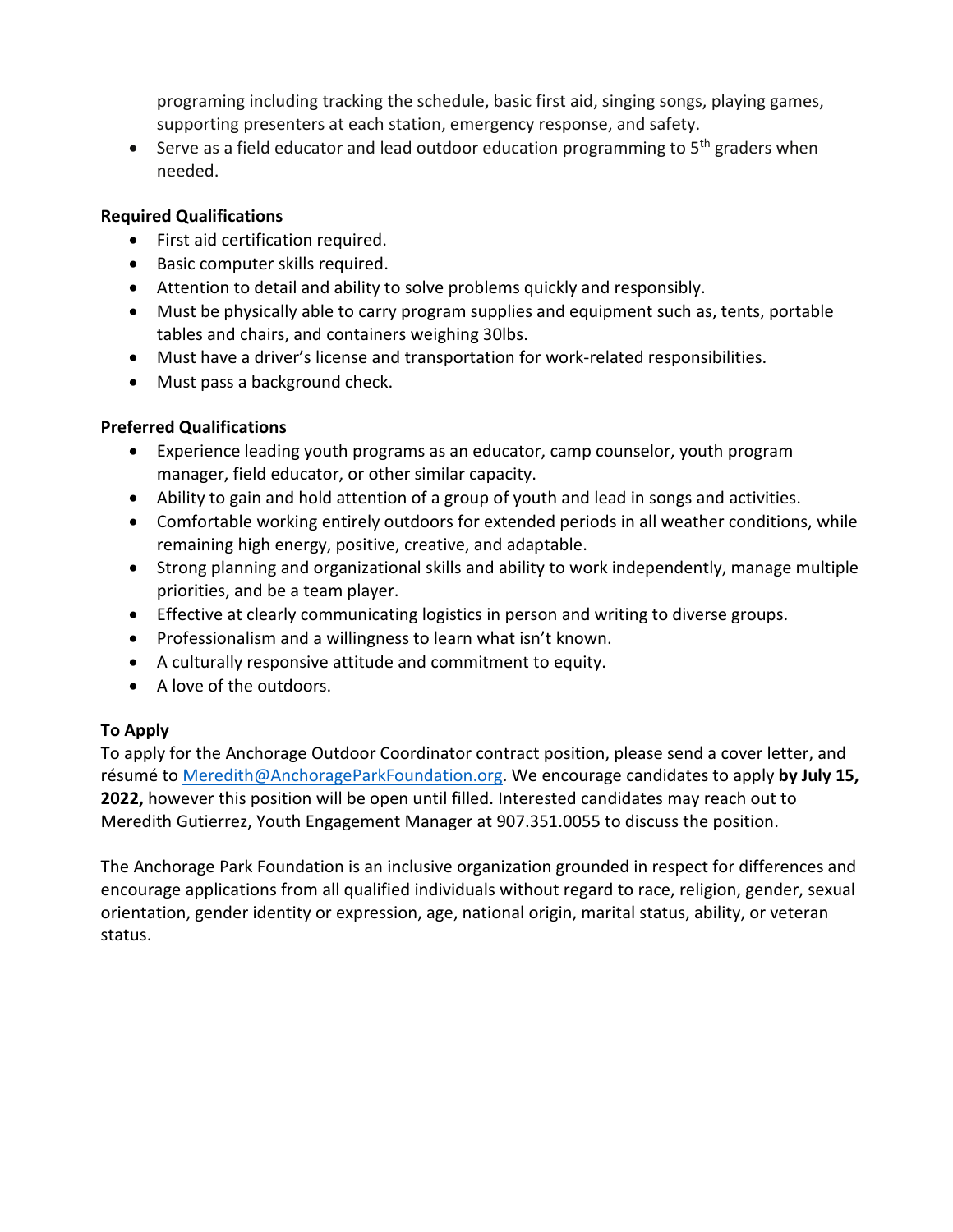programing including tracking the schedule, basic first aid, singing songs, playing games, supporting presenters at each station, emergency response, and safety.

- Serve as a field educator and lead outdoor education programming to 5th graders when needed.

**Required Qualifications**

- First aid certification required.
- Basic computer skills required.
- Attention to detail and ability to solve problems quickly and responsibly.
- Must be physically able to carry program supplies and equipment such as, tents, portable tables and chairs, and containers weighing 30lbs.
- Must have a driver's license and transportation for work-related responsibilities.
- Must pass a background check.

**Preferred Qualifications**

- Experience leading youth programs as an educator, camp counselor, youth program manager, field educator, or other similar capacity.
- Ability to gain and hold attention of a group of youth and lead in songs and activities.
- Comfortable working entirely outdoors for extended periods in all weather conditions, while remaining high energy, positive, creative, and adaptable.
- Strong planning and organizational skills and ability to work independently, manage multiple priorities, and be a team player.
- Effective at clearly communicating logistics in person and writing to diverse groups.
- Professionalism and a willingness to learn what isn't known.
- A culturally responsive attitude and commitment to equity.
- A love of the outdoors.

**To Apply**

To apply for the Anchorage Outdoor Coordinator contract position, please send a cover letter, and résumé to Meredith@AnchorageParkFoundation.org. We encourage candidates to apply **by July 15, 2022,** however this position will be open until filled. Interested candidates may reach out to Meredith Gutierrez, Youth Engagement Manager at 907.351.0055 to discuss the position.

The Anchorage Park Foundation is an inclusive organization grounded in respect for differences and encourage applications from all qualified individuals without regard to race, religion, gender, sexual orientation, gender identity or expression, age, national origin, marital status, ability, or veteran status.